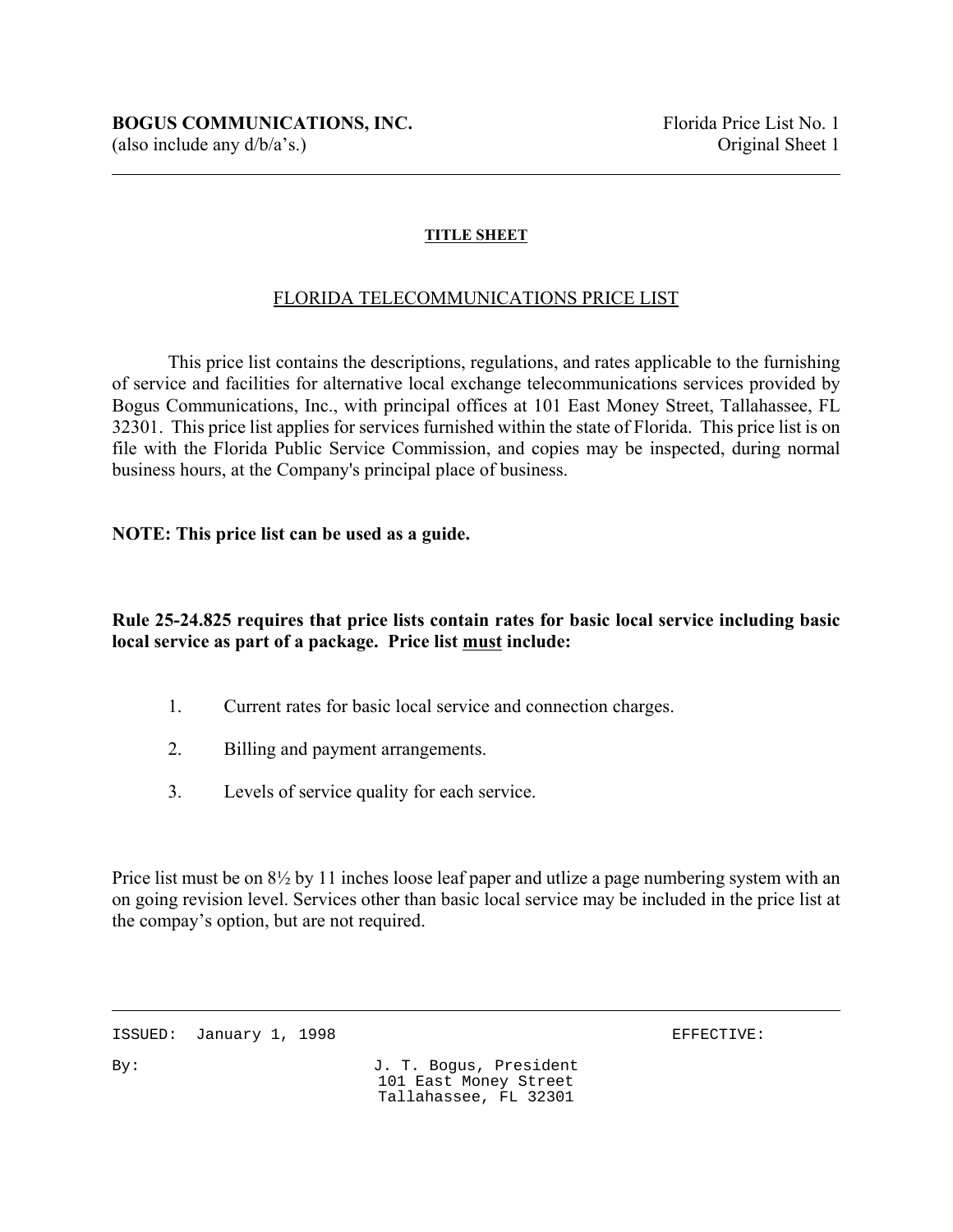**BOGUS COMMUNICATIONS, INC.**
(also include any d/b/a's.)

Florida Price List No. 1
Original Sheet 1

## TITLE SHEET

### FLORIDA TELECOMMUNICATIONS PRICE LIST

This price list contains the descriptions, regulations, and rates applicable to the furnishing of service and facilities for alternative local exchange telecommunications services provided by Bogus Communications, Inc., with principal offices at 101 East Money Street, Tallahassee, FL 32301. This price list applies for services furnished within the state of Florida. This price list is on file with the Florida Public Service Commission, and copies may be inspected, during normal business hours, at the Company's principal place of business.

**NOTE: This price list can be used as a guide.**

**Rule 25-24.825 requires that price lists contain rates for basic local service including basic local service as part of a package. Price list must include:**

1. Current rates for basic local service and connection charges.
2. Billing and payment arrangements.
3. Levels of service quality for each service.

Price list must be on 8½ by 11 inches loose leaf paper and utlize a page numbering system with an on going revision level. Services other than basic local service may be included in the price list at the compay's option, but are not required.

ISSUED: January 1, 1998 EFFECTIVE:

By: J. T. Bogus, President
101 East Money Street
Tallahassee, FL 32301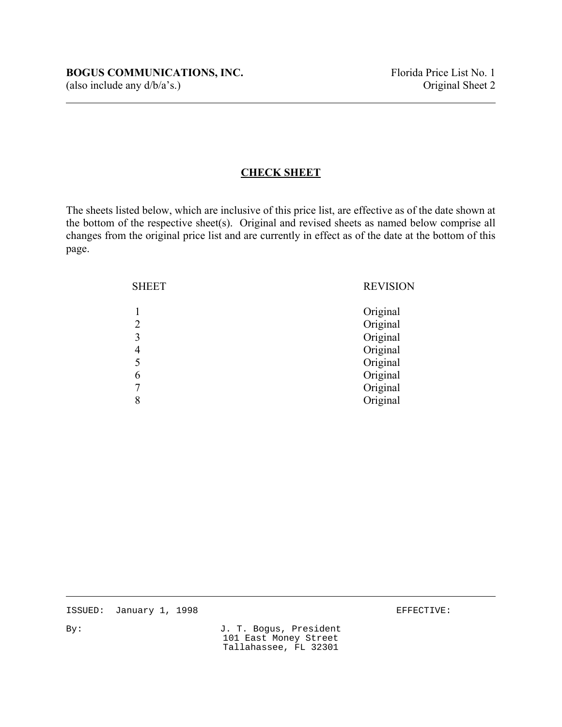## CHECK SHEET

The sheets listed below, which are inclusive of this price list, are effective as of the date shown at the bottom of the respective sheet(s). Original and revised sheets as named below comprise all changes from the original price list and are currently in effect as of the date at the bottom of this page.

| SHEET | REVISION |
|---|---|
| 1 | Original |
| 2 | Original |
| 3 | Original |
| 4 | Original |
| 5 | Original |
| 6 | Original |
| 7 | Original |
| 8 | Original |

ISSUED: January 1, 1998 EFFECTIVE:

By: J. T. Bogus, President
101 East Money Street
Tallahassee, FL 32301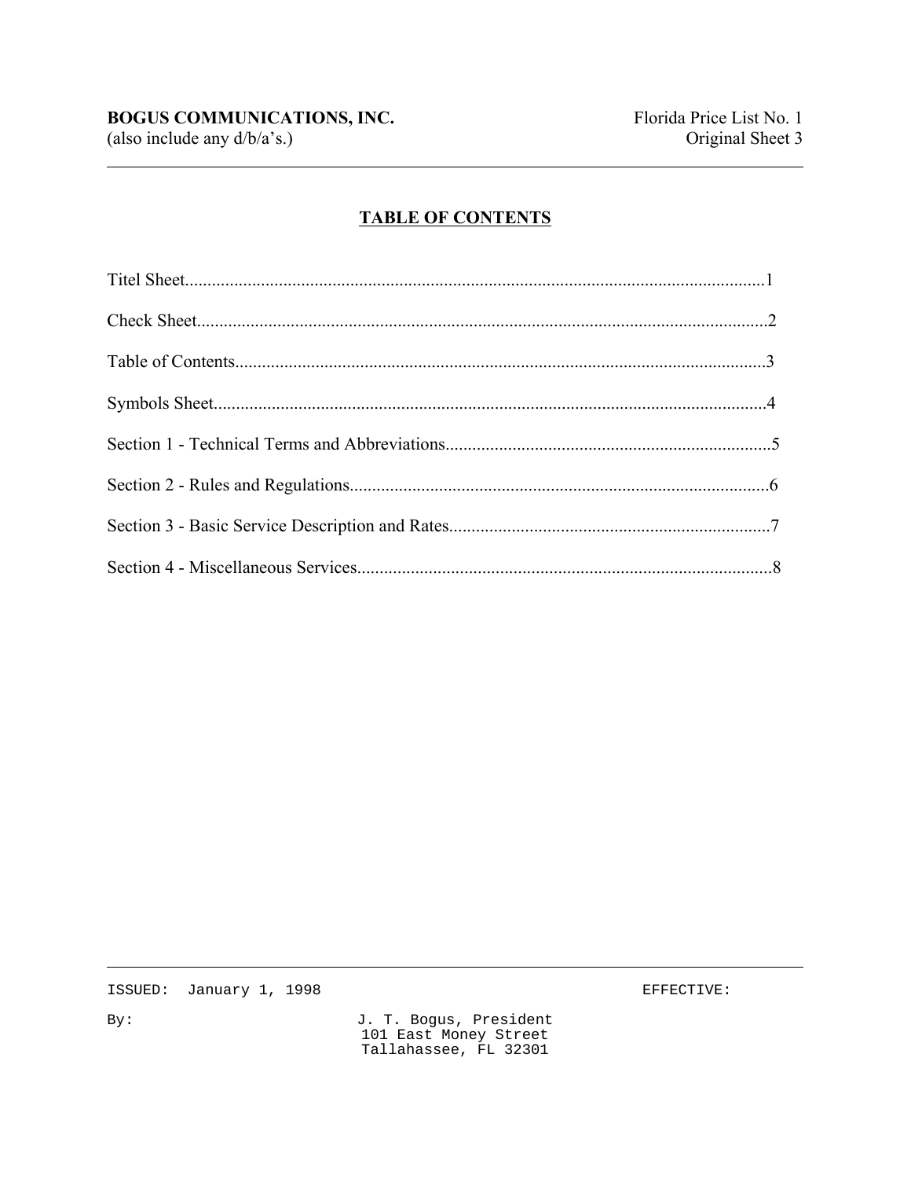# TABLE OF CONTENTS

Titel Sheet.................................................................................................................................1

Check Sheet...............................................................................................................................2

Table of Contents......................................................................................................................3

Symbols Sheet...........................................................................................................................4

Section 1 - Technical Terms and Abbreviations.........................................................................5

Section 2 - Rules and Regulations.............................................................................................6

Section 3 - Basic Service Description and Rates.......................................................................7

Section 4 - Miscellaneous Services.............................................................................................8

ISSUED: January 1, 1998 EFFECTIVE:

By: J. T. Bogus, President
101 East Money Street
Tallahassee, FL 32301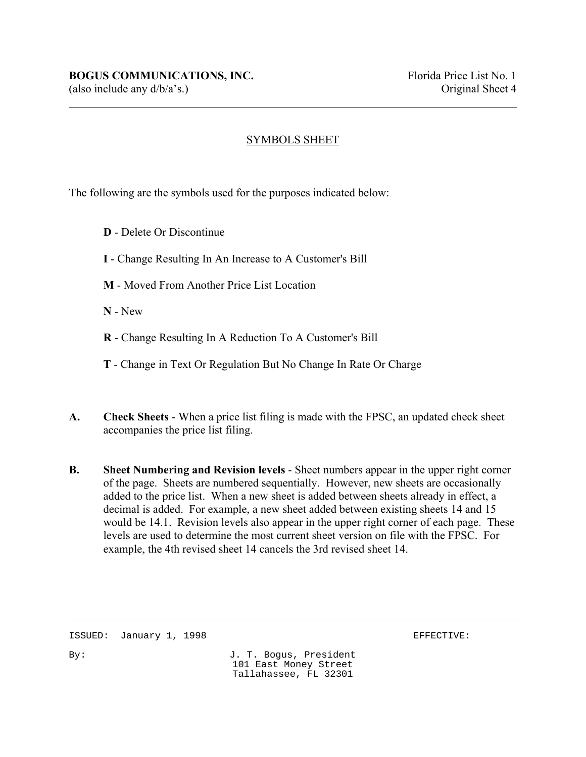**BOGUS COMMUNICATIONS, INC.**
(also include any d/b/a's.)

Florida Price List No. 1
Original Sheet 4

## SYMBOLS SHEET

The following are the symbols used for the purposes indicated below:

**D** - Delete Or Discontinue

**I** - Change Resulting In An Increase to A Customer's Bill

**M** - Moved From Another Price List Location

**N** - New

**R** - Change Resulting In A Reduction To A Customer's Bill

**T** - Change in Text Or Regulation But No Change In Rate Or Charge

**A.** **Check Sheets** - When a price list filing is made with the FPSC, an updated check sheet accompanies the price list filing.

**B.** **Sheet Numbering and Revision levels** - Sheet numbers appear in the upper right corner of the page. Sheets are numbered sequentially. However, new sheets are occasionally added to the price list. When a new sheet is added between sheets already in effect, a decimal is added. For example, a new sheet added between existing sheets 14 and 15 would be 14.1. Revision levels also appear in the upper right corner of each page. These levels are used to determine the most current sheet version on file with the FPSC. For example, the 4th revised sheet 14 cancels the 3rd revised sheet 14.

ISSUED: January 1, 1998 EFFECTIVE:

By: J. T. Bogus, President
101 East Money Street
Tallahassee, FL 32301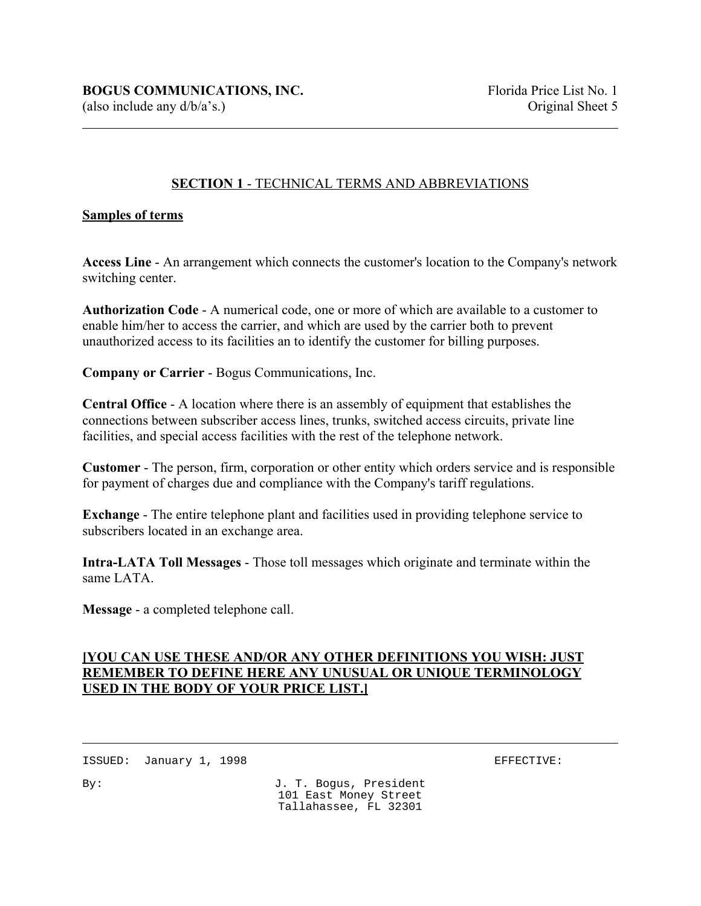## SECTION 1 - TECHNICAL TERMS AND ABBREVIATIONS

**Samples of terms**

**Access Line** - An arrangement which connects the customer's location to the Company's network switching center.

**Authorization Code** - A numerical code, one or more of which are available to a customer to enable him/her to access the carrier, and which are used by the carrier both to prevent unauthorized access to its facilities an to identify the customer for billing purposes.

**Company or Carrier** - Bogus Communications, Inc.

**Central Office** - A location where there is an assembly of equipment that establishes the connections between subscriber access lines, trunks, switched access circuits, private line facilities, and special access facilities with the rest of the telephone network.

**Customer** - The person, firm, corporation or other entity which orders service and is responsible for payment of charges due and compliance with the Company's tariff regulations.

**Exchange** - The entire telephone plant and facilities used in providing telephone service to subscribers located in an exchange area.

**Intra-LATA Toll Messages** - Those toll messages which originate and terminate within the same LATA.

**Message** - a completed telephone call.

**[YOU CAN USE THESE AND/OR ANY OTHER DEFINITIONS YOU WISH: JUST REMEMBER TO DEFINE HERE ANY UNUSUAL OR UNIQUE TERMINOLOGY USED IN THE BODY OF YOUR PRICE LIST.]**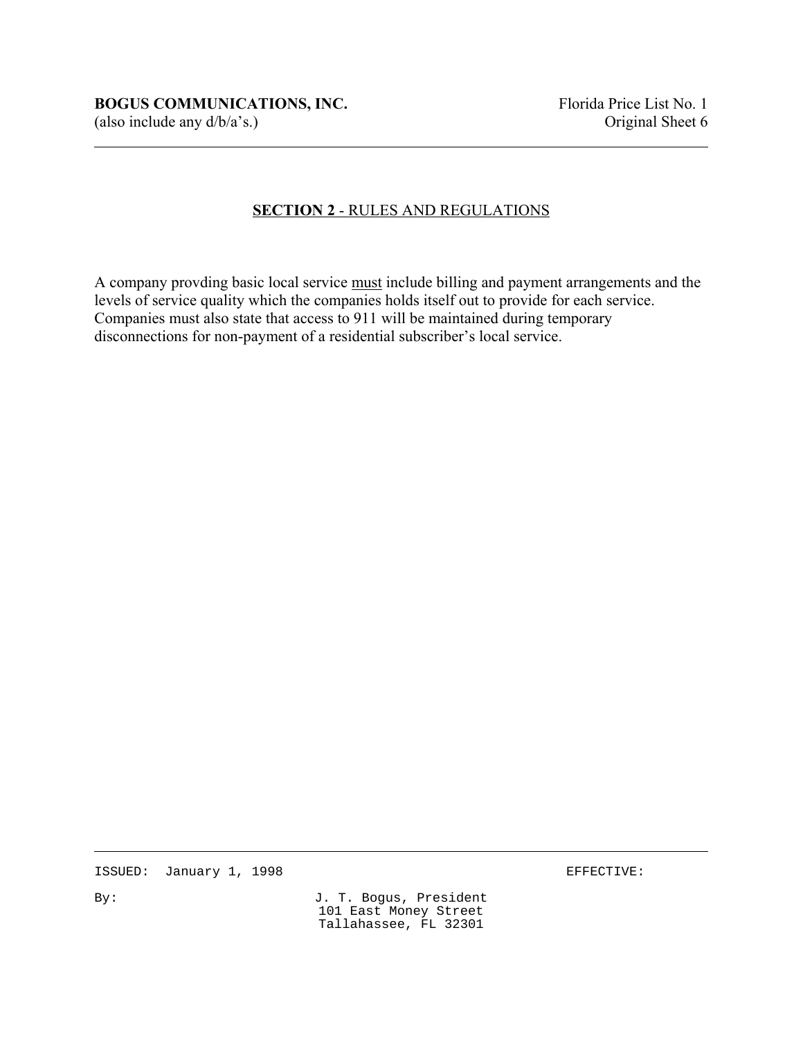## **SECTION 2** - RULES AND REGULATIONS

A company provding basic local service <u>must</u> include billing and payment arrangements and the levels of service quality which the companies holds itself out to provide for each service. Companies must also state that access to 911 will be maintained during temporary disconnections for non-payment of a residential subscriber's local service.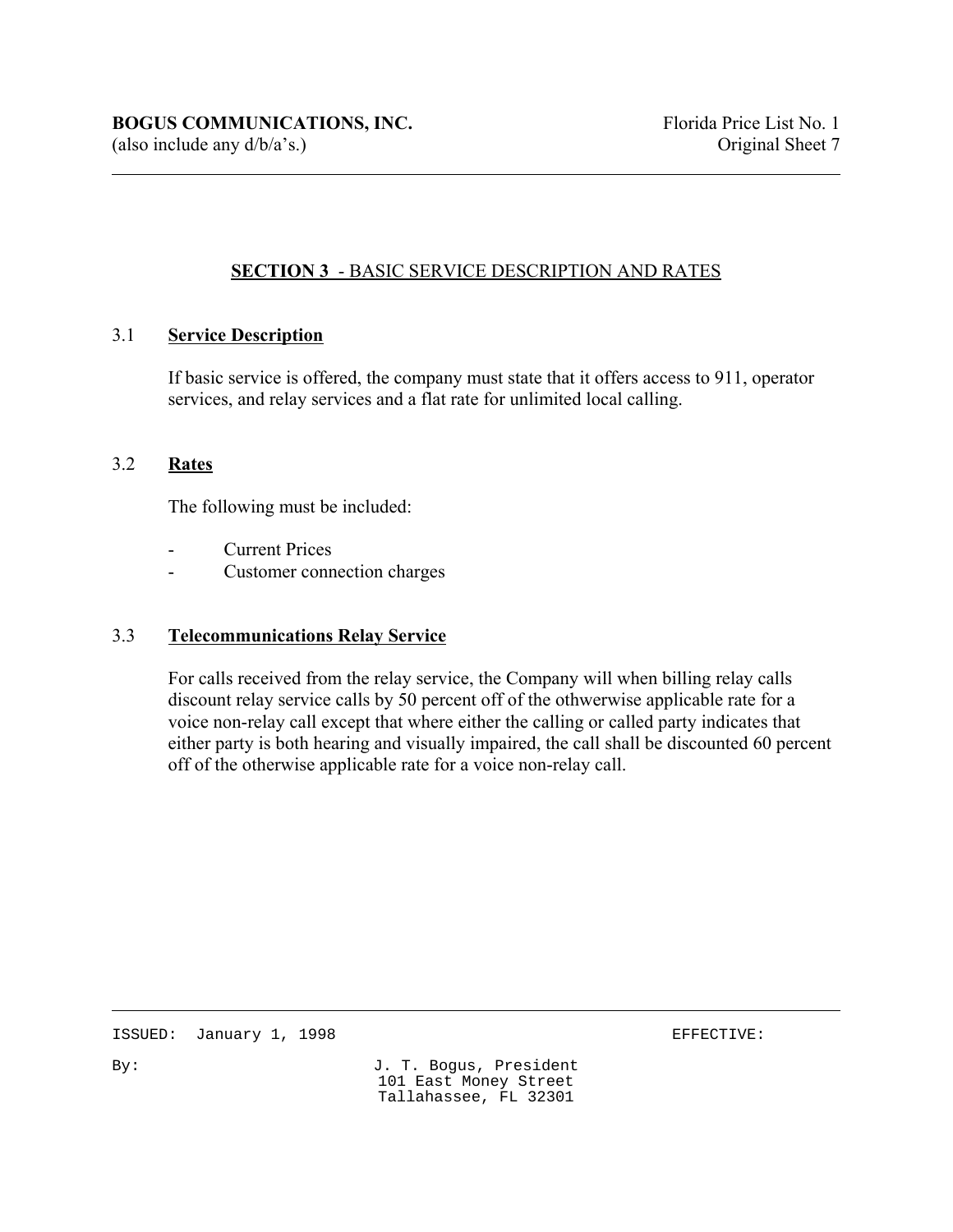## SECTION 3 - BASIC SERVICE DESCRIPTION AND RATES

### 3.1 **Service Description**

If basic service is offered, the company must state that it offers access to 911, operator services, and relay services and a flat rate for unlimited local calling.

### 3.2 **Rates**

The following must be included:

- Current Prices
- Customer connection charges

### 3.3 **Telecommunications Relay Service**

For calls received from the relay service, the Company will when billing relay calls discount relay service calls by 50 percent off of the othwerwise applicable rate for a voice non-relay call except that where either the calling or called party indicates that either party is both hearing and visually impaired, the call shall be discounted 60 percent off of the otherwise applicable rate for a voice non-relay call.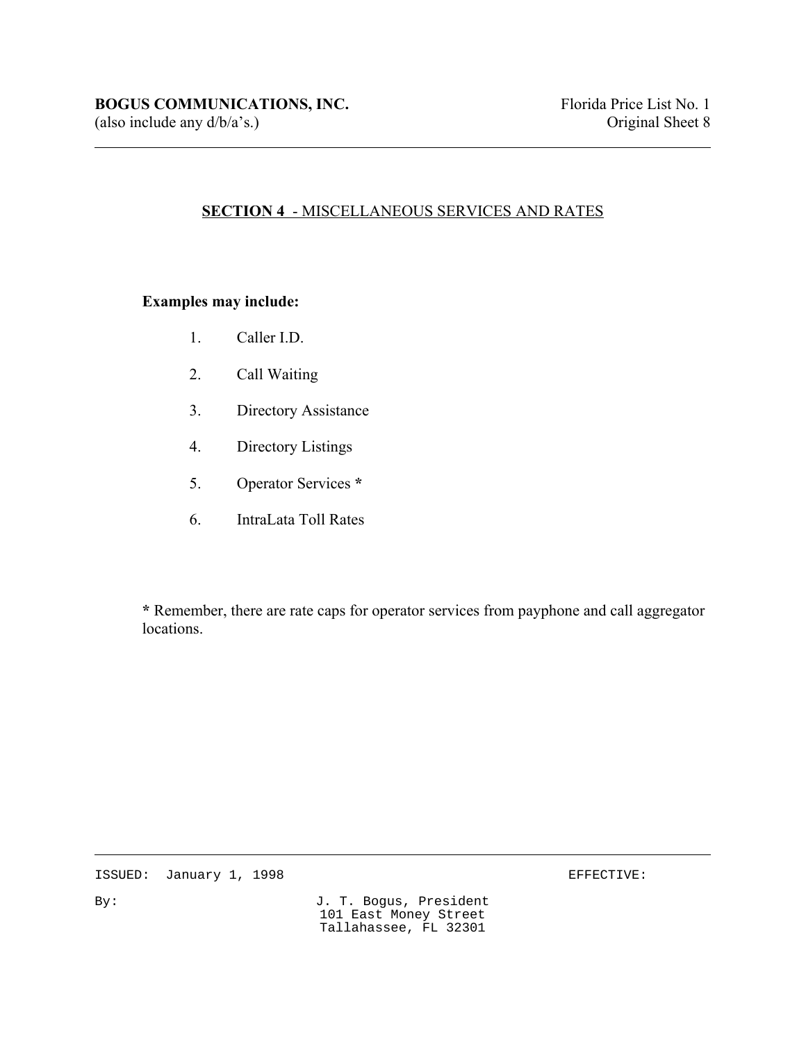## SECTION 4 - MISCELLANEOUS SERVICES AND RATES

**Examples may include:**

1. Caller I.D.
2. Call Waiting
3. Directory Assistance
4. Directory Listings
5. Operator Services *
6. IntraLata Toll Rates

**\*** Remember, there are rate caps for operator services from payphone and call aggregator locations.